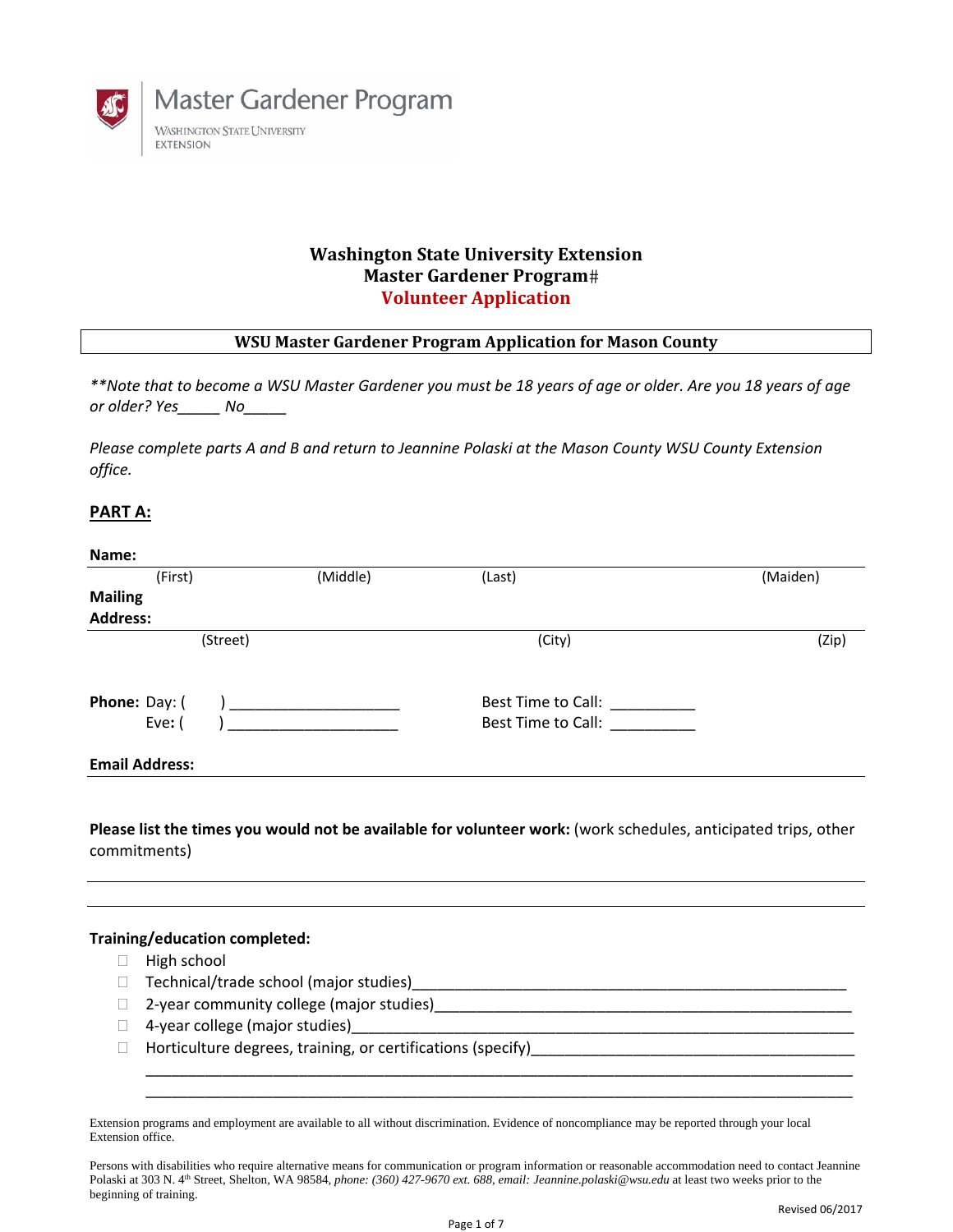Master Gardener Program
WASHINGTON STATE UNIVERSITY EXTENSION

# Washington State University Extension
# Master Gardener Program#
# Volunteer Application

## WSU Master Gardener Program Application for Mason County

*\*\*Note that to become a WSU Master Gardener you must be 18 years of age or older. Are you 18 years of age or older? Yes_____ No_____*

*Please complete parts A and B and return to Jeannine Polaski at the Mason County WSU County Extension office.*

## PART A:

**Name:**

(First) (Middle) (Last) (Maiden)

**Mailing Address:**

(Street) (City) (Zip)

**Phone:** Day: ( ) ____________________ Best Time to Call: __________

Eve**:** ( ) ____________________ Best Time to Call: __________

**Email Address:**

**Please list the times you would not be available for volunteer work:** (work schedules, anticipated trips, other commitments)

______________________________________________________________________

______________________________________________________________________

**Training/education completed:**

- ☐ High school
- ☐ Technical/trade school (major studies)____________________________________________________
- ☐ 2-year community college (major studies)__________________________________________________
- ☐ 4-year college (major studies)____________________________________________________________
- ☐ Horticulture degrees, training, or certifications (specify)______________________________________

______________________________________________________________________

______________________________________________________________________

Extension programs and employment are available to all without discrimination. Evidence of noncompliance may be reported through your local Extension office.

Persons with disabilities who require alternative means for communication or program information or reasonable accommodation need to contact Jeannine Polaski at 303 N. 4th Street, Shelton, WA 98584, *phone: (360) 427-9670 ext. 688, email: Jeannine.polaski@wsu.edu* at least two weeks prior to the beginning of training.

Revised 06/2017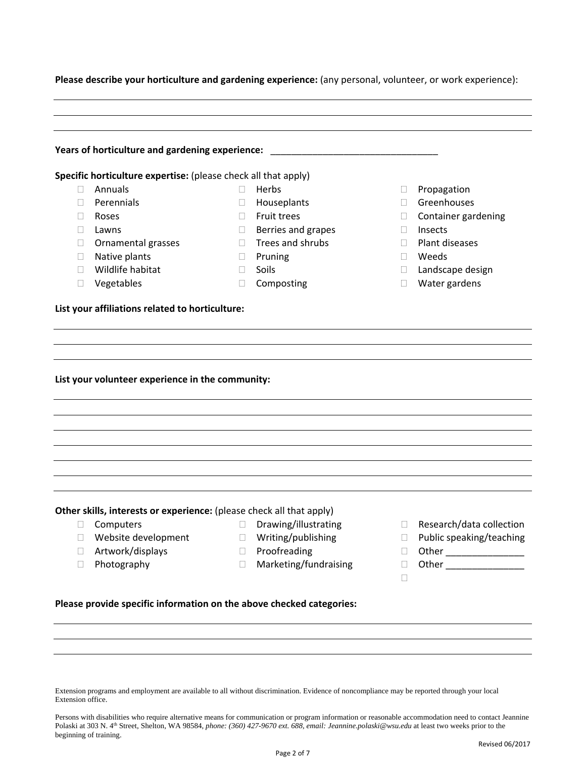**Please describe your horticulture and gardening experience:** (any personal, volunteer, or work experience):

______________________________________________________________________________

______________________________________________________________________________

______________________________________________________________________________

**Years of horticulture and gardening experience:** ________________________________

**Specific horticulture expertise:** (please check all that apply)

- ☐ Annuals
- ☐ Perennials
- ☐ Roses
- ☐ Lawns
- ☐ Ornamental grasses
- ☐ Native plants
- ☐ Wildlife habitat
- ☐ Vegetables
- ☐ Herbs
- ☐ Houseplants
- ☐ Fruit trees
- ☐ Berries and grapes
- ☐ Trees and shrubs
- ☐ Pruning
- ☐ Soils
- ☐ Composting
- ☐ Propagation
- ☐ Greenhouses
- ☐ Container gardening
- ☐ Insects
- ☐ Plant diseases
- ☐ Weeds
- ☐ Landscape design
- ☐ Water gardens

**List your affiliations related to horticulture:**

______________________________________________________________________________

______________________________________________________________________________

______________________________________________________________________________

**List your volunteer experience in the community:**

______________________________________________________________________________

______________________________________________________________________________

______________________________________________________________________________

______________________________________________________________________________

______________________________________________________________________________

______________________________________________________________________________

______________________________________________________________________________

**Other skills, interests or experience:** (please check all that apply)

- ☐ Computers
- ☐ Website development
- ☐ Artwork/displays
- ☐ Photography
- ☐ Drawing/illustrating
- ☐ Writing/publishing
- ☐ Proofreading
- ☐ Marketing/fundraising
- ☐ Research/data collection
- ☐ Public speaking/teaching
- ☐ Other _______________
- ☐ Other _______________
- ☐

**Please provide specific information on the above checked categories:**

______________________________________________________________________________

______________________________________________________________________________

______________________________________________________________________________

Extension programs and employment are available to all without discrimination. Evidence of noncompliance may be reported through your local Extension office.

Persons with disabilities who require alternative means for communication or program information or reasonable accommodation need to contact Jeannine Polaski at 303 N. 4th Street, Shelton, WA 98584, *phone: (360) 427-9670 ext. 688, email: Jeannine.polaski@wsu.edu* at least two weeks prior to the beginning of training.

Revised 06/2017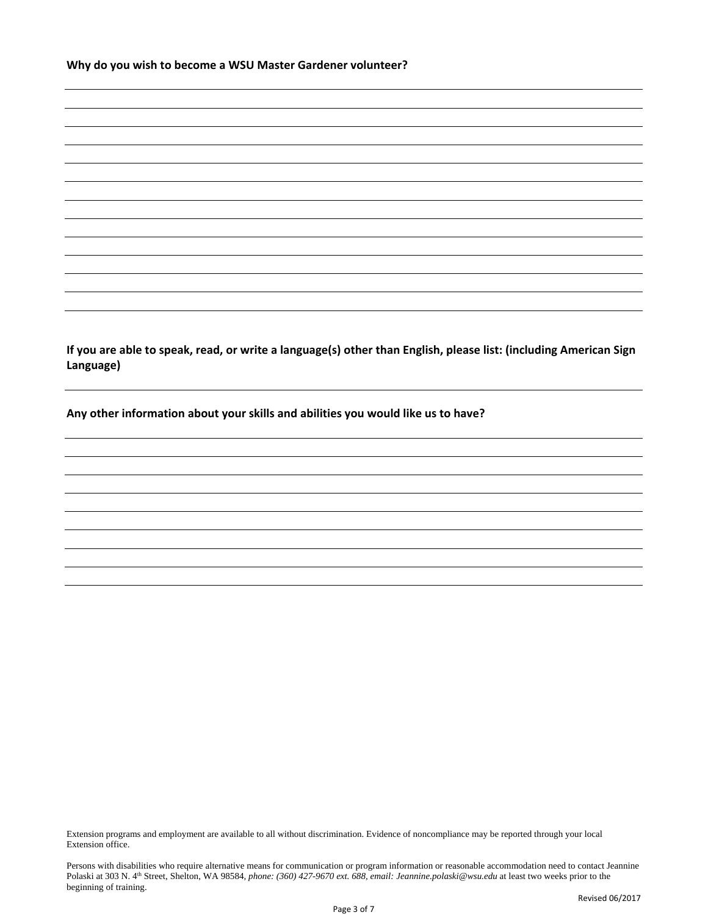**Why do you wish to become a WSU Master Gardener volunteer?**

**If you are able to speak, read, or write a language(s) other than English, please list: (including American Sign Language)**

**Any other information about your skills and abilities you would like us to have?**

Extension programs and employment are available to all without discrimination. Evidence of noncompliance may be reported through your local Extension office.

Persons with disabilities who require alternative means for communication or program information or reasonable accommodation need to contact Jeannine Polaski at 303 N. 4th Street, Shelton, WA 98584, *phone: (360) 427-9670 ext. 688, email: Jeannine.polaski@wsu.edu* at least two weeks prior to the beginning of training.

Revised 06/2017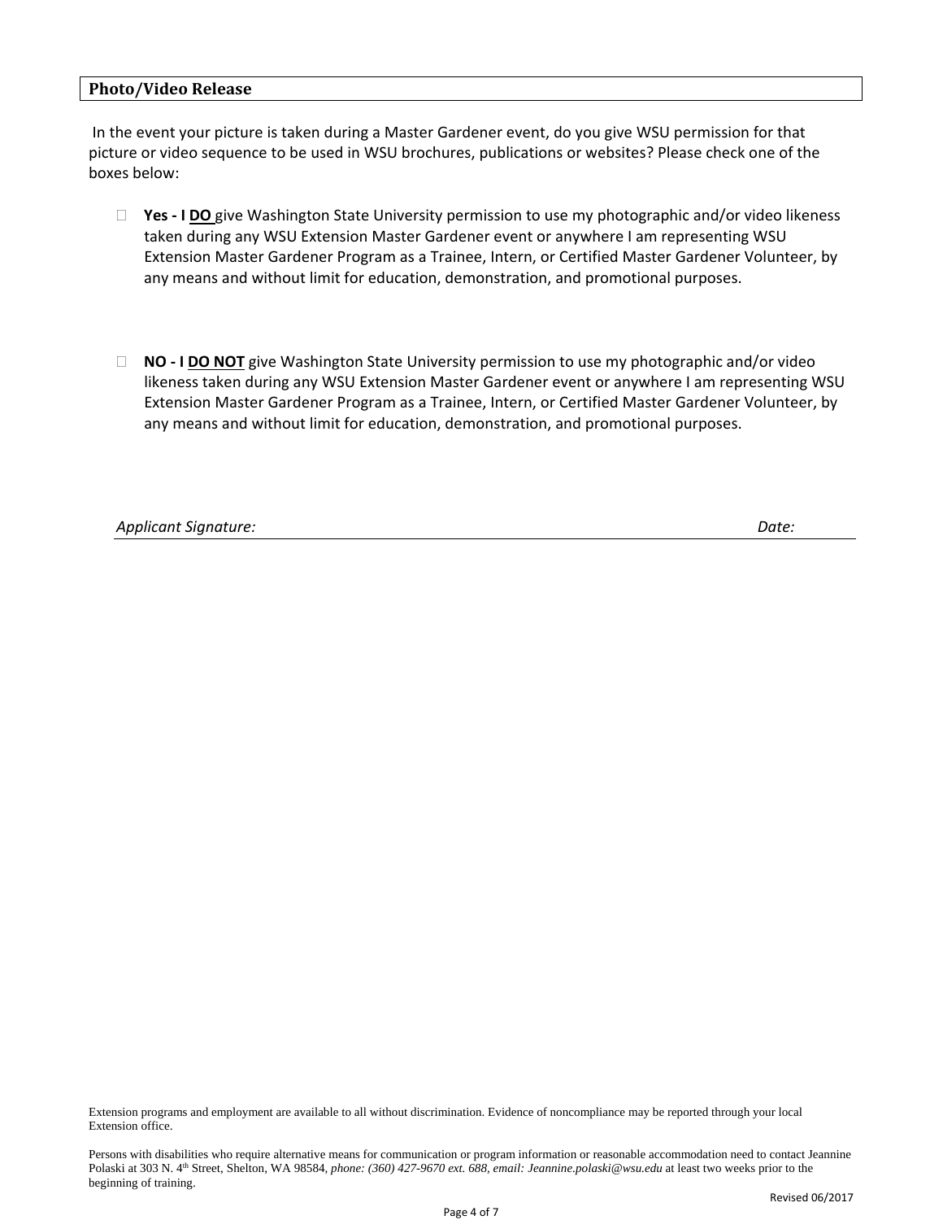## Photo/Video Release

In the event your picture is taken during a Master Gardener event, do you give WSU permission for that picture or video sequence to be used in WSU brochures, publications or websites? Please check one of the boxes below:

- ☐ **Yes - I <u>DO</u>** give Washington State University permission to use my photographic and/or video likeness taken during any WSU Extension Master Gardener event or anywhere I am representing WSU Extension Master Gardener Program as a Trainee, Intern, or Certified Master Gardener Volunteer, by any means and without limit for education, demonstration, and promotional purposes.

- ☐ **NO - I <u>DO NOT</u>** give Washington State University permission to use my photographic and/or video likeness taken during any WSU Extension Master Gardener event or anywhere I am representing WSU Extension Master Gardener Program as a Trainee, Intern, or Certified Master Gardener Volunteer, by any means and without limit for education, demonstration, and promotional purposes.

*Applicant Signature:* \_\_\_\_\_\_\_\_\_\_\_\_\_\_\_\_\_\_\_\_\_\_\_\_\_\_\_\_\_\_\_\_\_\_\_\_\_\_\_\_ *Date:* \_\_\_\_\_\_\_\_

Extension programs and employment are available to all without discrimination. Evidence of noncompliance may be reported through your local Extension office.

Persons with disabilities who require alternative means for communication or program information or reasonable accommodation need to contact Jeannine Polaski at 303 N. 4th Street, Shelton, WA 98584, *phone: (360) 427-9670 ext. 688, email: Jeannine.polaski@wsu.edu* at least two weeks prior to the beginning of training.

Revised 06/2017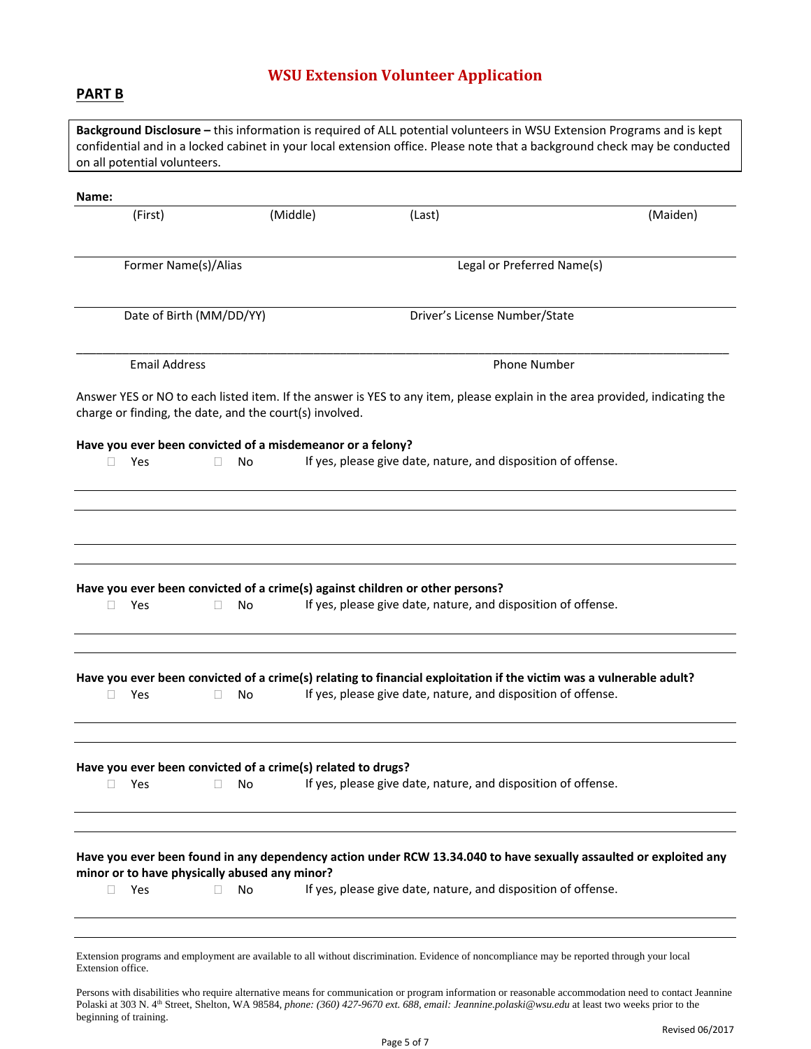# WSU Extension Volunteer Application

## PART B

**Background Disclosure –** this information is required of ALL potential volunteers in WSU Extension Programs and is kept confidential and in a locked cabinet in your local extension office. Please note that a background check may be conducted on all potential volunteers.

**Name:**

(First) (Middle) (Last) (Maiden)

Former Name(s)/Alias Legal or Preferred Name(s)

Date of Birth (MM/DD/YY) Driver's License Number/State

Email Address Phone Number

Answer YES or NO to each listed item. If the answer is YES to any item, please explain in the area provided, indicating the charge or finding, the date, and the court(s) involved.

**Have you ever been convicted of a misdemeanor or a felony?**

☐ Yes ☐ No If yes, please give date, nature, and disposition of offense.

**Have you ever been convicted of a crime(s) against children or other persons?**

☐ Yes ☐ No If yes, please give date, nature, and disposition of offense.

**Have you ever been convicted of a crime(s) relating to financial exploitation if the victim was a vulnerable adult?**

☐ Yes ☐ No If yes, please give date, nature, and disposition of offense.

**Have you ever been convicted of a crime(s) related to drugs?**

☐ Yes ☐ No If yes, please give date, nature, and disposition of offense.

**Have you ever been found in any dependency action under RCW 13.34.040 to have sexually assaulted or exploited any minor or to have physically abused any minor?**

☐ Yes ☐ No If yes, please give date, nature, and disposition of offense.

Extension programs and employment are available to all without discrimination. Evidence of noncompliance may be reported through your local Extension office.

Persons with disabilities who require alternative means for communication or program information or reasonable accommodation need to contact Jeannine Polaski at 303 N. 4th Street, Shelton, WA 98584, *phone: (360) 427-9670 ext. 688, email: Jeannine.polaski@wsu.edu* at least two weeks prior to the beginning of training.

Revised 06/2017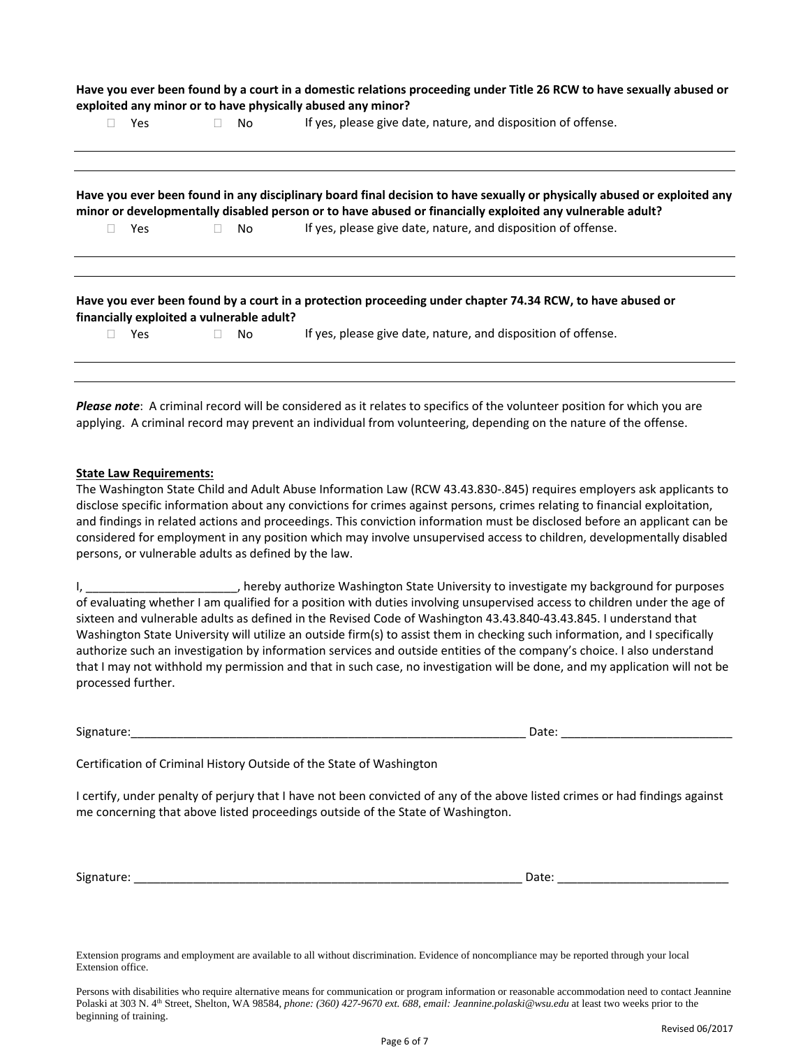**Have you ever been found by a court in a domestic relations proceeding under Title 26 RCW to have sexually abused or exploited any minor or to have physically abused any minor?**

☐ Yes ☐ No If yes, please give date, nature, and disposition of offense.

______________________________________________________________________________

______________________________________________________________________________

**Have you ever been found in any disciplinary board final decision to have sexually or physically abused or exploited any minor or developmentally disabled person or to have abused or financially exploited any vulnerable adult?**

☐ Yes ☐ No If yes, please give date, nature, and disposition of offense.

______________________________________________________________________________

______________________________________________________________________________

**Have you ever been found by a court in a protection proceeding under chapter 74.34 RCW, to have abused or financially exploited a vulnerable adult?**

☐ Yes ☐ No If yes, please give date, nature, and disposition of offense.

______________________________________________________________________________

______________________________________________________________________________

***Please note***: A criminal record will be considered as it relates to specifics of the volunteer position for which you are applying. A criminal record may prevent an individual from volunteering, depending on the nature of the offense.

**State Law Requirements:**

The Washington State Child and Adult Abuse Information Law (RCW 43.43.830-.845) requires employers ask applicants to disclose specific information about any convictions for crimes against persons, crimes relating to financial exploitation, and findings in related actions and proceedings. This conviction information must be disclosed before an applicant can be considered for employment in any position which may involve unsupervised access to children, developmentally disabled persons, or vulnerable adults as defined by the law.

I, _______________________, hereby authorize Washington State University to investigate my background for purposes of evaluating whether I am qualified for a position with duties involving unsupervised access to children under the age of sixteen and vulnerable adults as defined in the Revised Code of Washington 43.43.840-43.43.845. I understand that Washington State University will utilize an outside firm(s) to assist them in checking such information, and I specifically authorize such an investigation by information services and outside entities of the company's choice. I also understand that I may not withhold my permission and that in such case, no investigation will be done, and my application will not be processed further.

Signature:_______________________________________________________________ Date: __________________________

Certification of Criminal History Outside of the State of Washington

I certify, under penalty of perjury that I have not been convicted of any of the above listed crimes or had findings against me concerning that above listed proceedings outside of the State of Washington.

Signature: _______________________________________________________________ Date: __________________________

Extension programs and employment are available to all without discrimination. Evidence of noncompliance may be reported through your local Extension office.

Persons with disabilities who require alternative means for communication or program information or reasonable accommodation need to contact Jeannine Polaski at 303 N. 4th Street, Shelton, WA 98584, *phone: (360) 427-9670 ext. 688, email: Jeannine.polaski@wsu.edu* at least two weeks prior to the beginning of training.

Revised 06/2017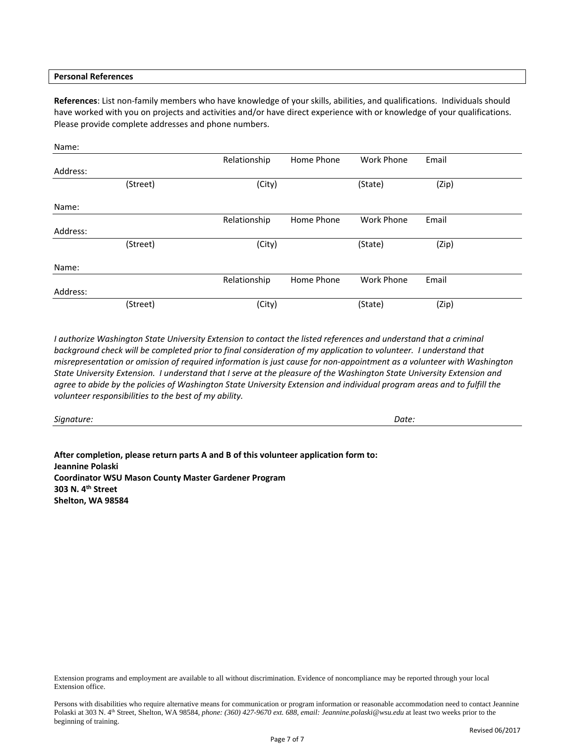**Personal References**

**References**: List non-family members who have knowledge of your skills, abilities, and qualifications. Individuals should have worked with you on projects and activities and/or have direct experience with or knowledge of your qualifications. Please provide complete addresses and phone numbers.

Name:

Relationship Home Phone Work Phone Email

Address:

(Street) (City) (State) (Zip)

Name:

Relationship Home Phone Work Phone Email

Address:

(Street) (City) (State) (Zip)

Name:

Relationship Home Phone Work Phone Email

Address:

(Street) (City) (State) (Zip)

*I authorize Washington State University Extension to contact the listed references and understand that a criminal background check will be completed prior to final consideration of my application to volunteer. I understand that misrepresentation or omission of required information is just cause for non-appointment as a volunteer with Washington State University Extension. I understand that I serve at the pleasure of the Washington State University Extension and agree to abide by the policies of Washington State University Extension and individual program areas and to fulfill the volunteer responsibilities to the best of my ability.*

*Signature:* *Date:*

**After completion, please return parts A and B of this volunteer application form to:**
**Jeannine Polaski**
**Coordinator WSU Mason County Master Gardener Program**
**303 N. 4th Street**
**Shelton, WA 98584**

Extension programs and employment are available to all without discrimination. Evidence of noncompliance may be reported through your local Extension office.

Persons with disabilities who require alternative means for communication or program information or reasonable accommodation need to contact Jeannine Polaski at 303 N. 4th Street, Shelton, WA 98584, *phone: (360) 427-9670 ext. 688, email: Jeannine.polaski@wsu.edu* at least two weeks prior to the beginning of training.

Revised 06/2017